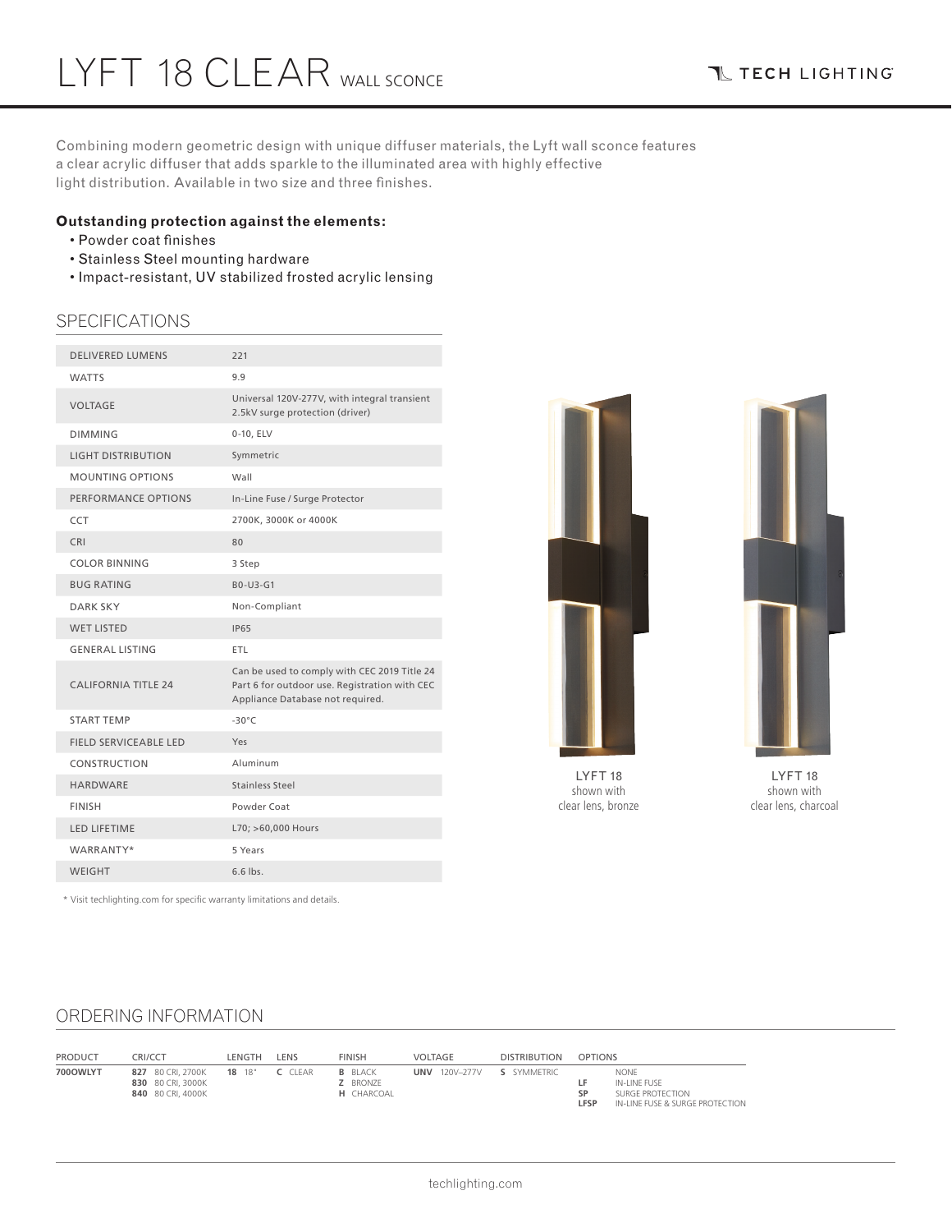# LYFT 18 CLEAR WALL SCONCE

TECH LIGHTING

Combining modern geometric design with unique diffuser materials, the Lyft wall sconce features a clear acrylic diffuser that adds sparkle to the illuminated area with highly effective light distribution. Available in two size and three finishes.

**Outstanding protection against the elements:**

- Powder coat finishes
- Stainless Steel mounting hardware
- Impact-resistant, UV stabilized frosted acrylic lensing

## SPECIFICATIONS

| | |
|---|---|
| DELIVERED LUMENS | 221 |
| WATTS | 9.9 |
| VOLTAGE | Universal 120V-277V, with integral transient 2.5kV surge protection (driver) |
| DIMMING | 0-10, ELV |
| LIGHT DISTRIBUTION | Symmetric |
| MOUNTING OPTIONS | Wall |
| PERFORMANCE OPTIONS | In-Line Fuse / Surge Protector |
| CCT | 2700K, 3000K or 4000K |
| CRI | 80 |
| COLOR BINNING | 3 Step |
| BUG RATING | B0-U3-G1 |
| DARK SKY | Non-Compliant |
| WET LISTED | IP65 |
| GENERAL LISTING | ETL |
| CALIFORNIA TITLE 24 | Can be used to comply with CEC 2019 Title 24 Part 6 for outdoor use. Registration with CEC Appliance Database not required. |
| START TEMP | -30°C |
| FIELD SERVICEABLE LED | Yes |
| CONSTRUCTION | Aluminum |
| HARDWARE | Stainless Steel |
| FINISH | Powder Coat |
| LED LIFETIME | L70; >60,000 Hours |
| WARRANTY* | 5 Years |
| WEIGHT | 6.6 lbs. |

\* Visit techlighting.com for specific warranty limitations and details.

LYFT 18 shown with clear lens, bronze

LYFT 18 shown with clear lens, charcoal

## ORDERING INFORMATION

| PRODUCT | CRI/CCT | LENGTH | LENS | FINISH | VOLTAGE | DISTRIBUTION | OPTIONS |
|---|---|---|---|---|---|---|---|
| **700OWLYT** | **827** 80 CRI, 2700K<br>**830** 80 CRI, 3000K<br>**840** 80 CRI, 4000K | **18** 18" | **C** CLEAR | **B** BLACK<br>**Z** BRONZE<br>**H** CHARCOAL | **UNV** 120V–277V | **S** SYMMETRIC | NONE<br>**LF** IN-LINE FUSE<br>**SP** SURGE PROTECTION<br>**LFSP** IN-LINE FUSE & SURGE PROTECTION |

techlighting.com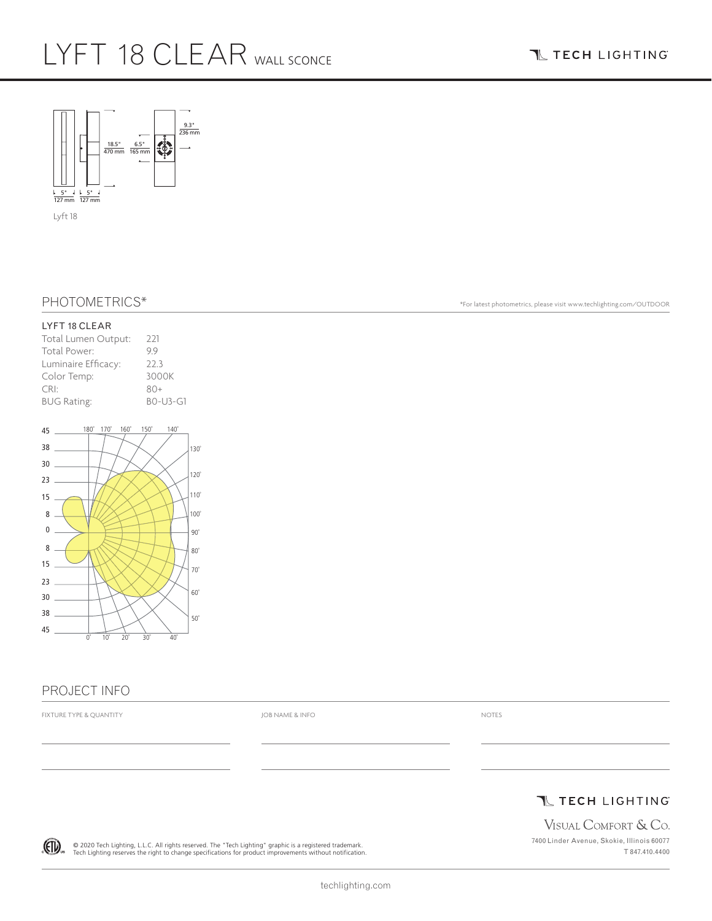# LYFT 18 CLEAR WALL SCONCE

TECH LIGHTING

18.5"
470 mm

6.5"
165 mm

9.3"
236 mm

5"
127 mm

5"
127 mm

Lyft 18

## PHOTOMETRICS*

*For latest photometrics, please visit www.techlighting.com/OUTDOOR

### LYFT 18 CLEAR

| | |
|---|---|
| Total Lumen Output: | 221 |
| Total Power: | 9.9 |
| Luminaire Efficacy: | 22.3 |
| Color Temp: | 3000K |
| CRI: | 80+ |
| BUG Rating: | B0-U3-G1 |

45
38
30
23
15
8
0
8
15
23
30
38
45

180° 170° 160° 150° 140°
130°
120°
110°
100°
90°
80°
70°
60°
50°
0° 10° 20° 30° 40°

## PROJECT INFO

| FIXTURE TYPE & QUANTITY | JOB NAME & INFO | NOTES |
|---|---|---|
| | | |
| | | |

TECH LIGHTING

VISUAL COMFORT & CO.

7400 Linder Avenue, Skokie, Illinois 60077
T 847.410.4400

© 2020 Tech Lighting, L.L.C. All rights reserved. The "Tech Lighting" graphic is a registered trademark.
Tech Lighting reserves the right to change specifications for product improvements without notification.

techlighting.com